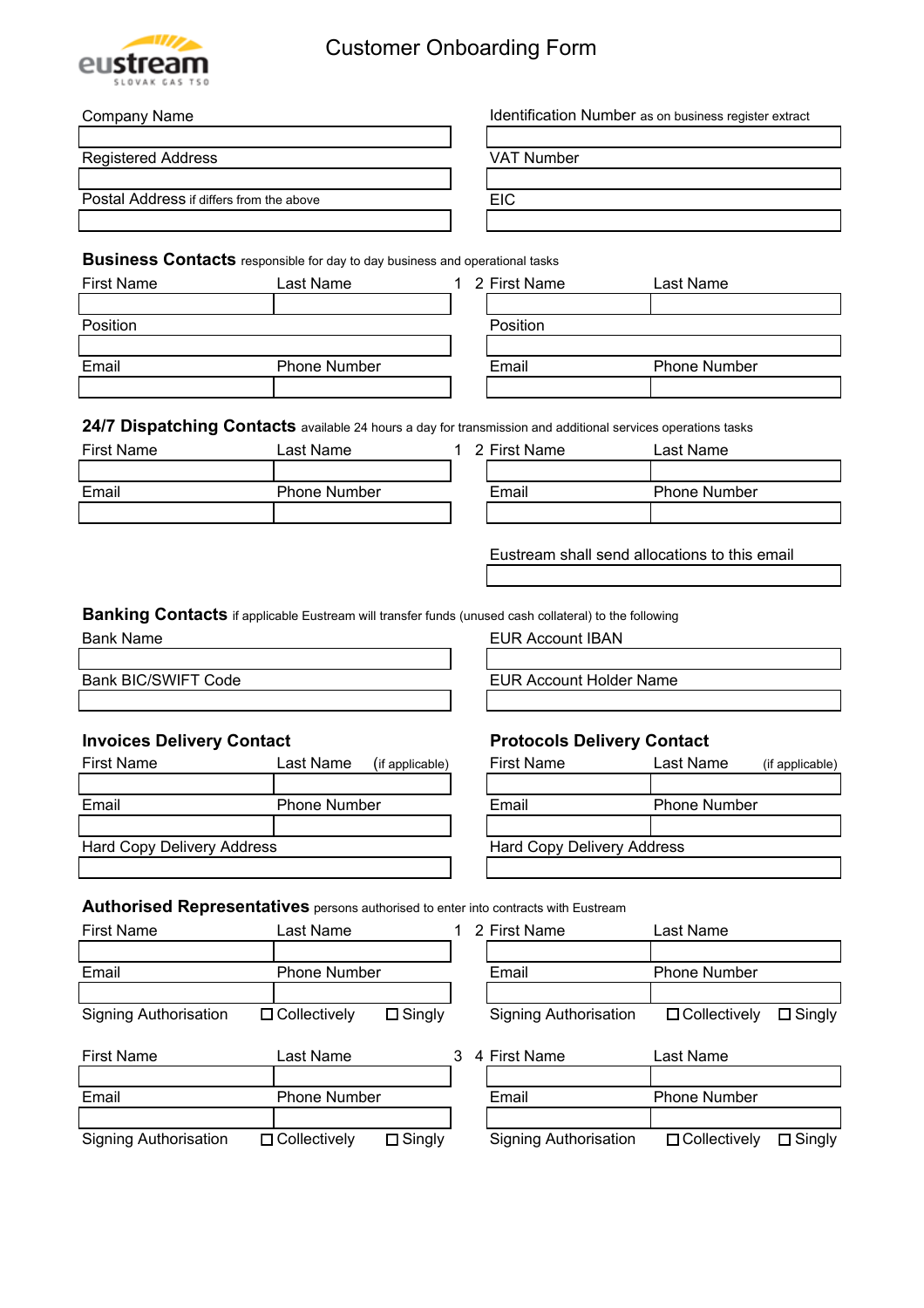# Customer Onboarding Form

eustream
SLOVAK GAS TSO

| Company Name | Identification Number as on business register extract |
|---|---|
| | |
| **Registered Address** | **VAT Number** |
| | |
| **Postal Address** if differs from the above | **EIC** |
| | |

## Business Contacts responsible for day to day business and operational tasks

| | 1 | | 2 |
|---|---|---|---|
| First Name | Last Name | First Name | Last Name |
| | | | |
| Position | | Position | |
| | | | |
| Email | Phone Number | Email | Phone Number |
| | | | |

## 24/7 Dispatching Contacts available 24 hours a day for transmission and additional services operations tasks

| | 1 | | 2 |
|---|---|---|---|
| First Name | Last Name | First Name | Last Name |
| | | | |
| Email | Phone Number | Email | Phone Number |
| | | | |

Eustream shall send allocations to this email

| |
|---|
| |

## Banking Contacts if applicable Eustream will transfer funds (unused cash collateral) to the following

| Bank Name | EUR Account IBAN |
|---|---|
| | |
| **Bank BIC/SWIFT Code** | **EUR Account Holder Name** |
| | |

## Invoices Delivery Contact / Protocols Delivery Contact

| Invoices Delivery Contact | | Protocols Delivery Contact | |
|---|---|---|---|
| First Name | Last Name (if applicable) | First Name | Last Name (if applicable) |
| | | | |
| Email | Phone Number | Email | Phone Number |
| | | | |
| Hard Copy Delivery Address | | Hard Copy Delivery Address | |
| | | | |

## Authorised Representatives persons authorised to enter into contracts with Eustream

| | 1 | | 2 |
|---|---|---|---|
| First Name | Last Name | First Name | Last Name |
| | | | |
| Email | Phone Number | Email | Phone Number |
| | | | |
| Signing Authorisation | ☐ Collectively ☐ Singly | Signing Authorisation | ☐ Collectively ☐ Singly |

| | 3 | | 4 |
|---|---|---|---|
| First Name | Last Name | First Name | Last Name |
| | | | |
| Email | Phone Number | Email | Phone Number |
| | | | |
| Signing Authorisation | ☐ Collectively ☐ Singly | Signing Authorisation | ☐ Collectively ☐ Singly |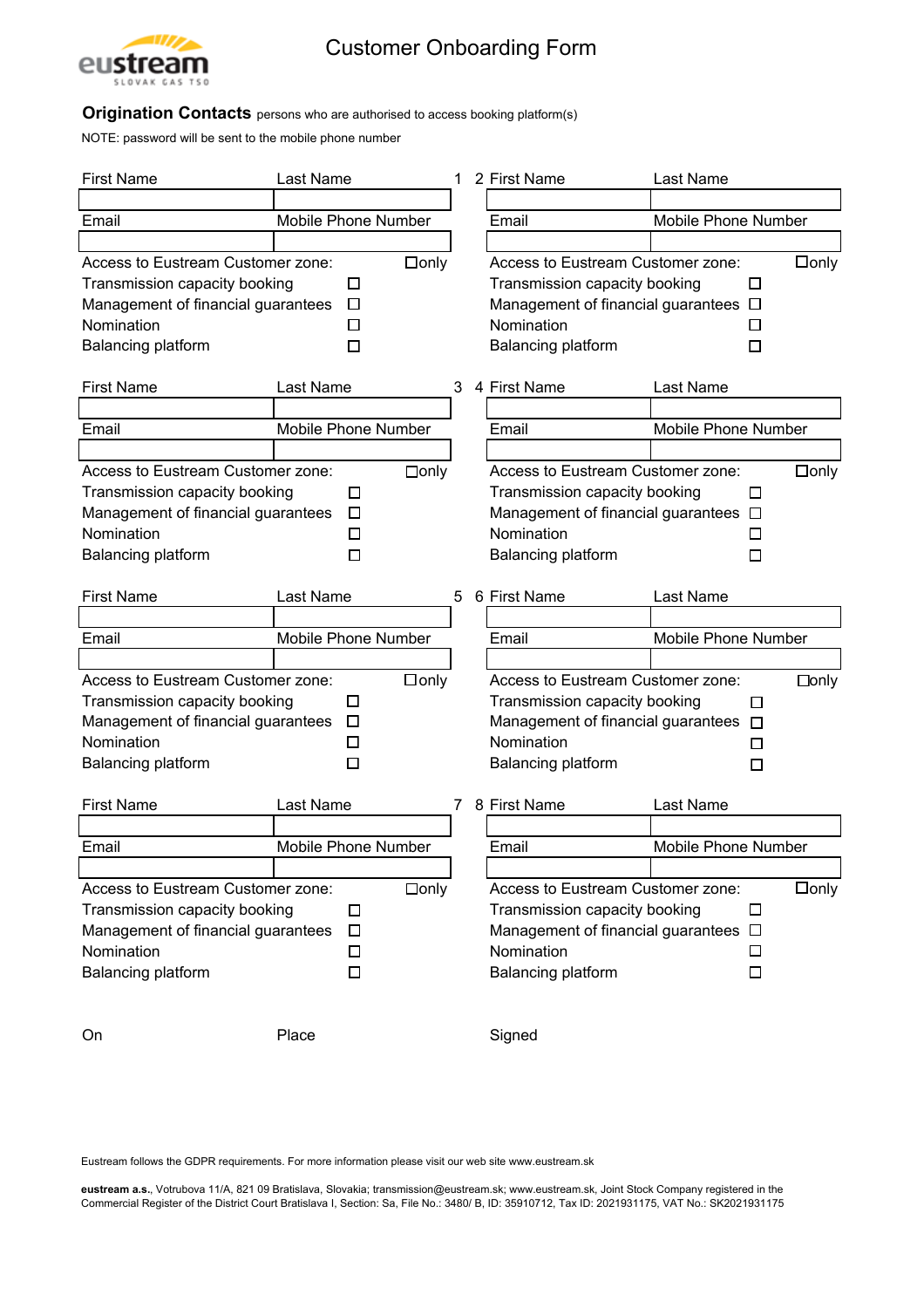# Customer Onboarding Form

**Origination Contacts** persons who are authorised to access booking platform(s)

NOTE: password will be sent to the mobile phone number

**1**

| First Name | Last Name |
|---|---|
| | |
| **Email** | **Mobile Phone Number** |
| | |

Access to Eustream Customer zone: ☐only
- Transmission capacity booking ☐
- Management of financial guarantees ☐
- Nomination ☐
- Balancing platform ☐

**2**

| First Name | Last Name |
|---|---|
| | |
| **Email** | **Mobile Phone Number** |
| | |

Access to Eustream Customer zone: ☐only
- Transmission capacity booking ☐
- Management of financial guarantees ☐
- Nomination ☐
- Balancing platform ☐

**3**

| First Name | Last Name |
|---|---|
| | |
| **Email** | **Mobile Phone Number** |
| | |

Access to Eustream Customer zone: ☐only
- Transmission capacity booking ☐
- Management of financial guarantees ☐
- Nomination ☐
- Balancing platform ☐

**4**

| First Name | Last Name |
|---|---|
| | |
| **Email** | **Mobile Phone Number** |
| | |

Access to Eustream Customer zone: ☐only
- Transmission capacity booking ☐
- Management of financial guarantees ☐
- Nomination ☐
- Balancing platform ☐

**5**

| First Name | Last Name |
|---|---|
| | |
| **Email** | **Mobile Phone Number** |
| | |

Access to Eustream Customer zone: ☐only
- Transmission capacity booking ☐
- Management of financial guarantees ☐
- Nomination ☐
- Balancing platform ☐

**6**

| First Name | Last Name |
|---|---|
| | |
| **Email** | **Mobile Phone Number** |
| | |

Access to Eustream Customer zone: ☐only
- Transmission capacity booking ☐
- Management of financial guarantees ☐
- Nomination ☐
- Balancing platform ☐

**7**

| First Name | Last Name |
|---|---|
| | |
| **Email** | **Mobile Phone Number** |
| | |

Access to Eustream Customer zone: ☐only
- Transmission capacity booking ☐
- Management of financial guarantees ☐
- Nomination ☐
- Balancing platform ☐

**8**

| First Name | Last Name |
|---|---|
| | |
| **Email** | **Mobile Phone Number** |
| | |

Access to Eustream Customer zone: ☐only
- Transmission capacity booking ☐
- Management of financial guarantees ☐
- Nomination ☐
- Balancing platform ☐

On

Place

Signed

Eustream follows the GDPR requirements. For more information please visit our web site www.eustream.sk

**eustream a.s.**, Votrubova 11/A, 821 09 Bratislava, Slovakia; transmission@eustream.sk; www.eustream.sk, Joint Stock Company registered in the Commercial Register of the District Court Bratislava I, Section: Sa, File No.: 3480/ B, ID: 35910712, Tax ID: 2021931175, VAT No.: SK2021931175